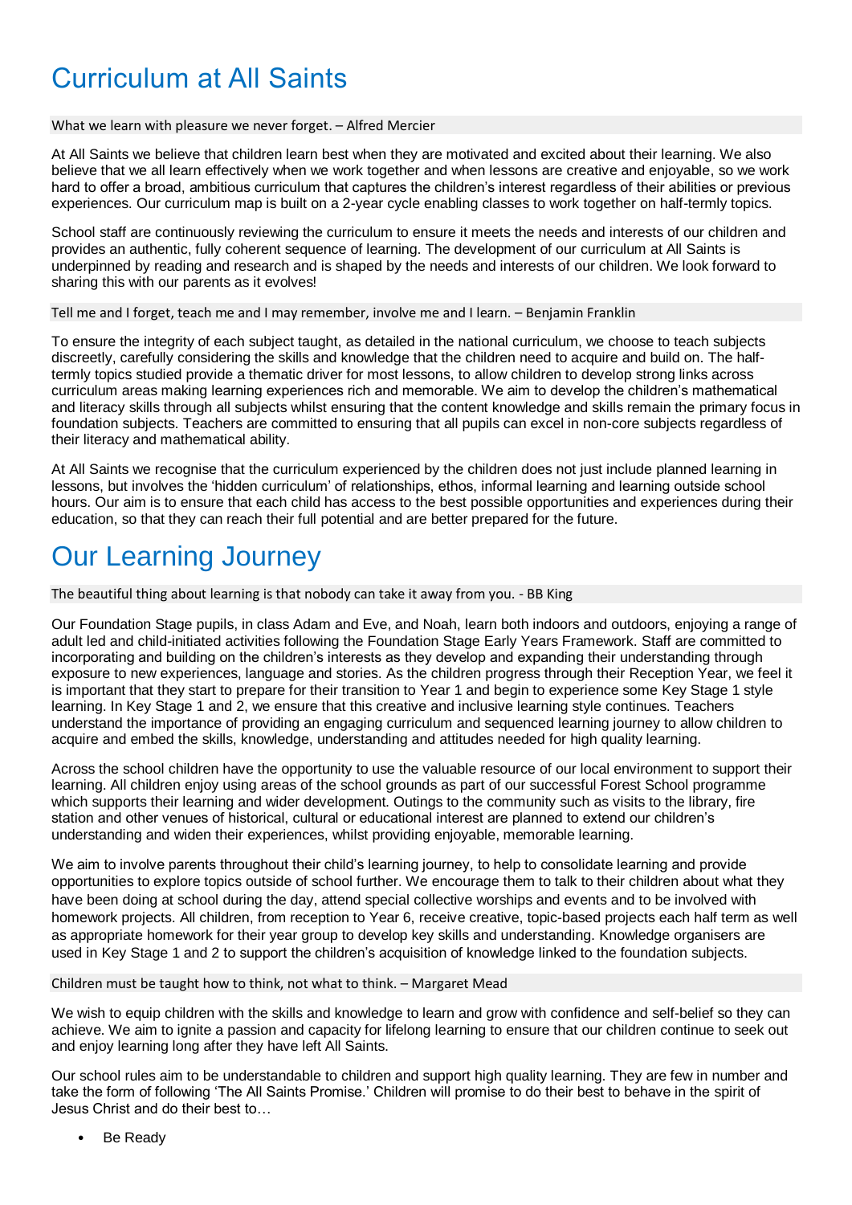# Curriculum at All Saints

What we learn with pleasure we never forget. – Alfred Mercier

At All Saints we believe that children learn best when they are motivated and excited about their learning. We also believe that we all learn effectively when we work together and when lessons are creative and enjoyable, so we work hard to offer a broad, ambitious curriculum that captures the children's interest regardless of their abilities or previous experiences. Our curriculum map is built on a 2-year cycle enabling classes to work together on half-termly topics.

School staff are continuously reviewing the curriculum to ensure it meets the needs and interests of our children and provides an authentic, fully coherent sequence of learning. The development of our curriculum at All Saints is underpinned by reading and research and is shaped by the needs and interests of our children. We look forward to sharing this with our parents as it evolves!

Tell me and I forget, teach me and I may remember, involve me and I learn. – Benjamin Franklin

To ensure the integrity of each subject taught, as detailed in the national curriculum, we choose to teach subjects discreetly, carefully considering the skills and knowledge that the children need to acquire and build on. The half-termly topics studied provide a thematic driver for most lessons, to allow children to develop strong links across curriculum areas making learning experiences rich and memorable. We aim to develop the children's mathematical and literacy skills through all subjects whilst ensuring that the content knowledge and skills remain the primary focus in foundation subjects. Teachers are committed to ensuring that all pupils can excel in non-core subjects regardless of their literacy and mathematical ability.

At All Saints we recognise that the curriculum experienced by the children does not just include planned learning in lessons, but involves the 'hidden curriculum' of relationships, ethos, informal learning and learning outside school hours. Our aim is to ensure that each child has access to the best possible opportunities and experiences during their education, so that they can reach their full potential and are better prepared for the future.

# Our Learning Journey

The beautiful thing about learning is that nobody can take it away from you. - BB King

Our Foundation Stage pupils, in class Adam and Eve, and Noah, learn both indoors and outdoors, enjoying a range of adult led and child-initiated activities following the Foundation Stage Early Years Framework. Staff are committed to incorporating and building on the children's interests as they develop and expanding their understanding through exposure to new experiences, language and stories. As the children progress through their Reception Year, we feel it is important that they start to prepare for their transition to Year 1 and begin to experience some Key Stage 1 style learning. In Key Stage 1 and 2, we ensure that this creative and inclusive learning style continues. Teachers understand the importance of providing an engaging curriculum and sequenced learning journey to allow children to acquire and embed the skills, knowledge, understanding and attitudes needed for high quality learning.

Across the school children have the opportunity to use the valuable resource of our local environment to support their learning. All children enjoy using areas of the school grounds as part of our successful Forest School programme which supports their learning and wider development. Outings to the community such as visits to the library, fire station and other venues of historical, cultural or educational interest are planned to extend our children's understanding and widen their experiences, whilst providing enjoyable, memorable learning.

We aim to involve parents throughout their child's learning journey, to help to consolidate learning and provide opportunities to explore topics outside of school further. We encourage them to talk to their children about what they have been doing at school during the day, attend special collective worships and events and to be involved with homework projects. All children, from reception to Year 6, receive creative, topic-based projects each half term as well as appropriate homework for their year group to develop key skills and understanding. Knowledge organisers are used in Key Stage 1 and 2 to support the children's acquisition of knowledge linked to the foundation subjects.

Children must be taught how to think, not what to think. – Margaret Mead

We wish to equip children with the skills and knowledge to learn and grow with confidence and self-belief so they can achieve. We aim to ignite a passion and capacity for lifelong learning to ensure that our children continue to seek out and enjoy learning long after they have left All Saints.

Our school rules aim to be understandable to children and support high quality learning. They are few in number and take the form of following 'The All Saints Promise.' Children will promise to do their best to behave in the spirit of Jesus Christ and do their best to…

- Be Ready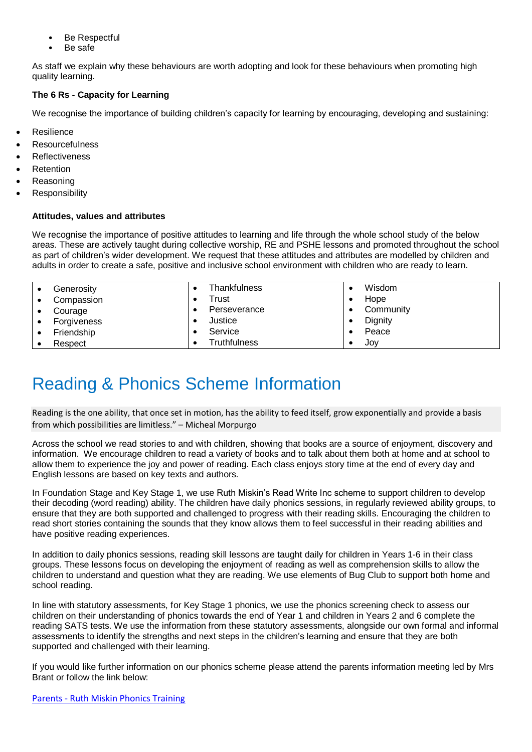- Be Respectful
- Be safe

As staff we explain why these behaviours are worth adopting and look for these behaviours when promoting high quality learning.

**The 6 Rs - Capacity for Learning**

We recognise the importance of building children's capacity for learning by encouraging, developing and sustaining:

- Resilience
- Resourcefulness
- Reflectiveness
- Retention
- Reasoning
- Responsibility

**Attitudes, values and attributes**

We recognise the importance of positive attitudes to learning and life through the whole school study of the below areas. These are actively taught during collective worship, RE and PSHE lessons and promoted throughout the school as part of children's wider development. We request that these attitudes and attributes are modelled by children and adults in order to create a safe, positive and inclusive school environment with children who are ready to learn.

| | | |
|---|---|---|
| • Generosity<br>• Compassion<br>• Courage<br>• Forgiveness<br>• Friendship<br>• Respect | • Thankfulness<br>• Trust<br>• Perseverance<br>• Justice<br>• Service<br>• Truthfulness | • Wisdom<br>• Hope<br>• Community<br>• Dignity<br>• Peace<br>• Joy |

# Reading & Phonics Scheme Information

Reading is the one ability, that once set in motion, has the ability to feed itself, grow exponentially and provide a basis from which possibilities are limitless." – Micheal Morpurgo

Across the school we read stories to and with children, showing that books are a source of enjoyment, discovery and information. We encourage children to read a variety of books and to talk about them both at home and at school to allow them to experience the joy and power of reading. Each class enjoys story time at the end of every day and English lessons are based on key texts and authors.

In Foundation Stage and Key Stage 1, we use Ruth Miskin's Read Write Inc scheme to support children to develop their decoding (word reading) ability. The children have daily phonics sessions, in regularly reviewed ability groups, to ensure that they are both supported and challenged to progress with their reading skills. Encouraging the children to read short stories containing the sounds that they know allows them to feel successful in their reading abilities and have positive reading experiences.

In addition to daily phonics sessions, reading skill lessons are taught daily for children in Years 1-6 in their class groups. These lessons focus on developing the enjoyment of reading as well as comprehension skills to allow the children to understand and question what they are reading. We use elements of Bug Club to support both home and school reading.

In line with statutory assessments, for Key Stage 1 phonics, we use the phonics screening check to assess our children on their understanding of phonics towards the end of Year 1 and children in Years 2 and 6 complete the reading SATS tests. We use the information from these statutory assessments, alongside our own formal and informal assessments to identify the strengths and next steps in the children's learning and ensure that they are both supported and challenged with their learning.

If you would like further information on our phonics scheme please attend the parents information meeting led by Mrs Brant or follow the link below:

Parents - Ruth Miskin Phonics Training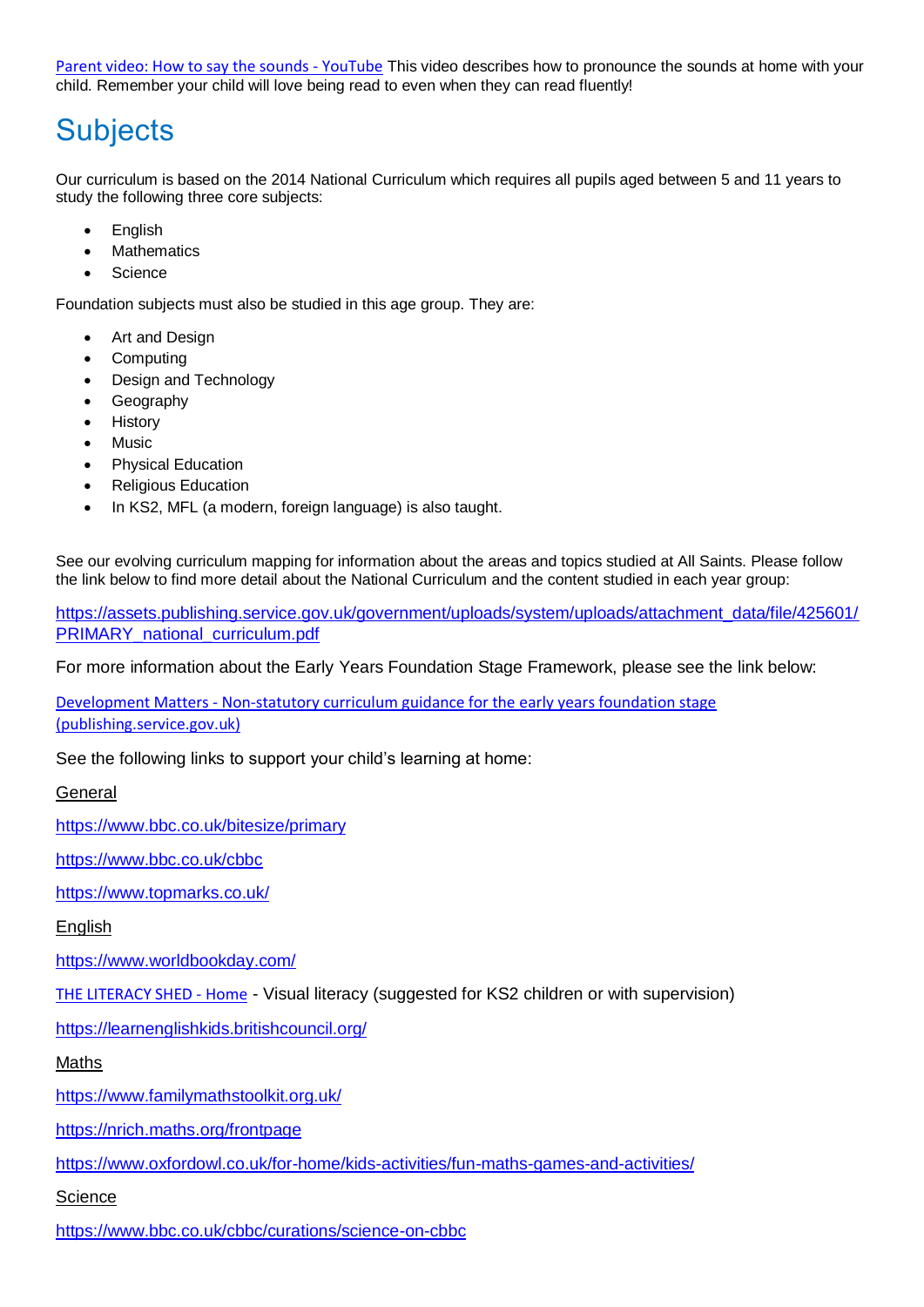[Parent video: How to say the sounds - YouTube](#) This video describes how to pronounce the sounds at home with your child. Remember your child will love being read to even when they can read fluently!

# Subjects

Our curriculum is based on the 2014 National Curriculum which requires all pupils aged between 5 and 11 years to study the following three core subjects:

- English
- Mathematics
- Science

Foundation subjects must also be studied in this age group. They are:

- Art and Design
- Computing
- Design and Technology
- Geography
- History
- Music
- Physical Education
- Religious Education
- In KS2, MFL (a modern, foreign language) is also taught.

See our evolving curriculum mapping for information about the areas and topics studied at All Saints. Please follow the link below to find more detail about the National Curriculum and the content studied in each year group:

https://assets.publishing.service.gov.uk/government/uploads/system/uploads/attachment_data/file/425601/PRIMARY_national_curriculum.pdf

For more information about the Early Years Foundation Stage Framework, please see the link below:

[Development Matters - Non-statutory curriculum guidance for the early years foundation stage (publishing.service.gov.uk)](#)

See the following links to support your child's learning at home:

General

https://www.bbc.co.uk/bitesize/primary

https://www.bbc.co.uk/cbbc

https://www.topmarks.co.uk/

English

https://www.worldbookday.com/

[THE LITERACY SHED - Home](#) - Visual literacy (suggested for KS2 children or with supervision)

https://learnenglishkids.britishcouncil.org/

Maths

https://www.familymathstoolkit.org.uk/

https://nrich.maths.org/frontpage

https://www.oxfordowl.co.uk/for-home/kids-activities/fun-maths-games-and-activities/

Science

https://www.bbc.co.uk/cbbc/curations/science-on-cbbc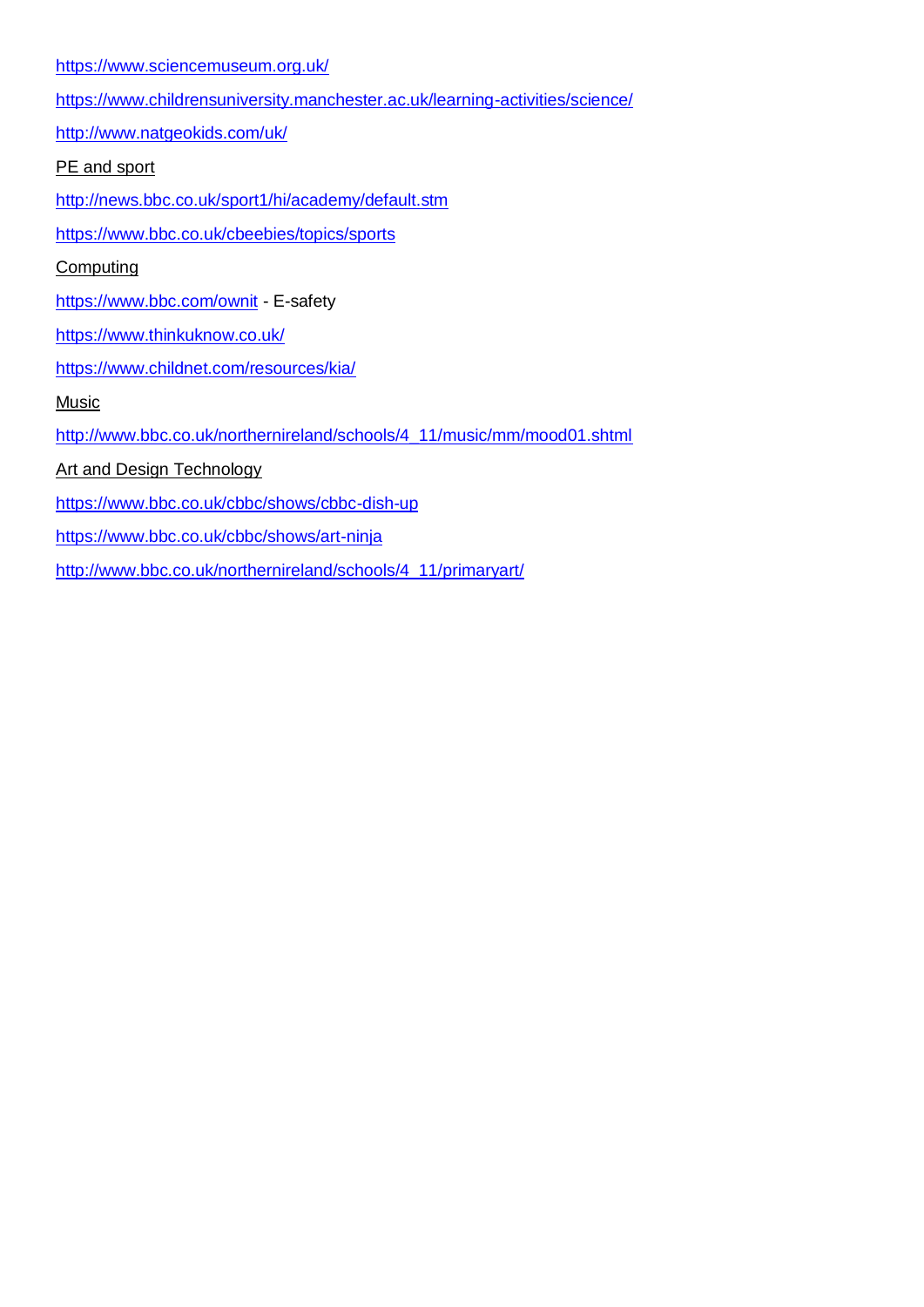https://www.sciencemuseum.org.uk/

https://www.childrensuniversity.manchester.ac.uk/learning-activities/science/

http://www.natgeokids.com/uk/

PE and sport

http://news.bbc.co.uk/sport1/hi/academy/default.stm

https://www.bbc.co.uk/cbeebies/topics/sports

Computing

https://www.bbc.com/ownit - E-safety

https://www.thinkuknow.co.uk/

https://www.childnet.com/resources/kia/

Music

http://www.bbc.co.uk/northernireland/schools/4_11/music/mm/mood01.shtml

Art and Design Technology

https://www.bbc.co.uk/cbbc/shows/cbbc-dish-up

https://www.bbc.co.uk/cbbc/shows/art-ninja

http://www.bbc.co.uk/northernireland/schools/4_11/primaryart/